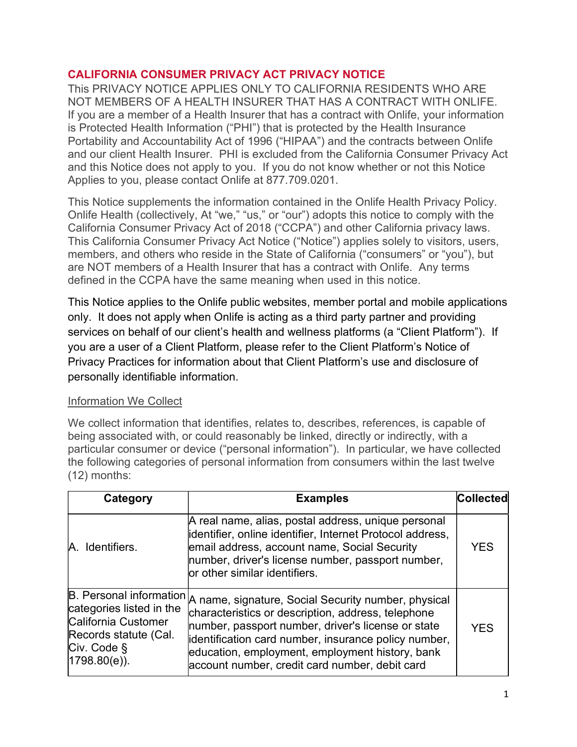## CALIFORNIA CONSUMER PRIVACY ACT PRIVACY NOTICE

This PRIVACY NOTICE APPLIES ONLY TO CALIFORNIA RESIDENTS WHO ARE NOT MEMBERS OF A HEALTH INSURER THAT HAS A CONTRACT WITH ONLIFE. If you are a member of a Health Insurer that has a contract with Onlife, your information is Protected Health Information ("PHI") that is protected by the Health Insurance Portability and Accountability Act of 1996 ("HIPAA") and the contracts between Onlife and our client Health Insurer. PHI is excluded from the California Consumer Privacy Act and this Notice does not apply to you. If you do not know whether or not this Notice Applies to you, please contact Onlife at 877.709.0201.

This Notice supplements the information contained in the Onlife Health Privacy Policy. Onlife Health (collectively, At "we," "us," or "our") adopts this notice to comply with the California Consumer Privacy Act of 2018 ("CCPA") and other California privacy laws. This California Consumer Privacy Act Notice ("Notice") applies solely to visitors, users, members, and others who reside in the State of California ("consumers" or "you"), but are NOT members of a Health Insurer that has a contract with Onlife. Any terms defined in the CCPA have the same meaning when used in this notice.

This Notice applies to the Onlife public websites, member portal and mobile applications only. It does not apply when Onlife is acting as a third party partner and providing services on behalf of our client's health and wellness platforms (a "Client Platform"). If you are a user of a Client Platform, please refer to the Client Platform's Notice of Privacy Practices for information about that Client Platform's use and disclosure of personally identifiable information.

### Information We Collect

We collect information that identifies, relates to, describes, references, is capable of being associated with, or could reasonably be linked, directly or indirectly, with a particular consumer or device ("personal information"). In particular, we have collected the following categories of personal information from consumers within the last twelve (12) months:

| Category | Examples | Collected |
|---|---|---|
| A. Identifiers. | A real name, alias, postal address, unique personal identifier, online identifier, Internet Protocol address, email address, account name, Social Security number, driver's license number, passport number, or other similar identifiers. | YES |
| B. Personal information categories listed in the California Customer Records statute (Cal. Civ. Code § 1798.80(e)). | A name, signature, Social Security number, physical characteristics or description, address, telephone number, passport number, driver's license or state identification card number, insurance policy number, education, employment, employment history, bank account number, credit card number, debit card | YES |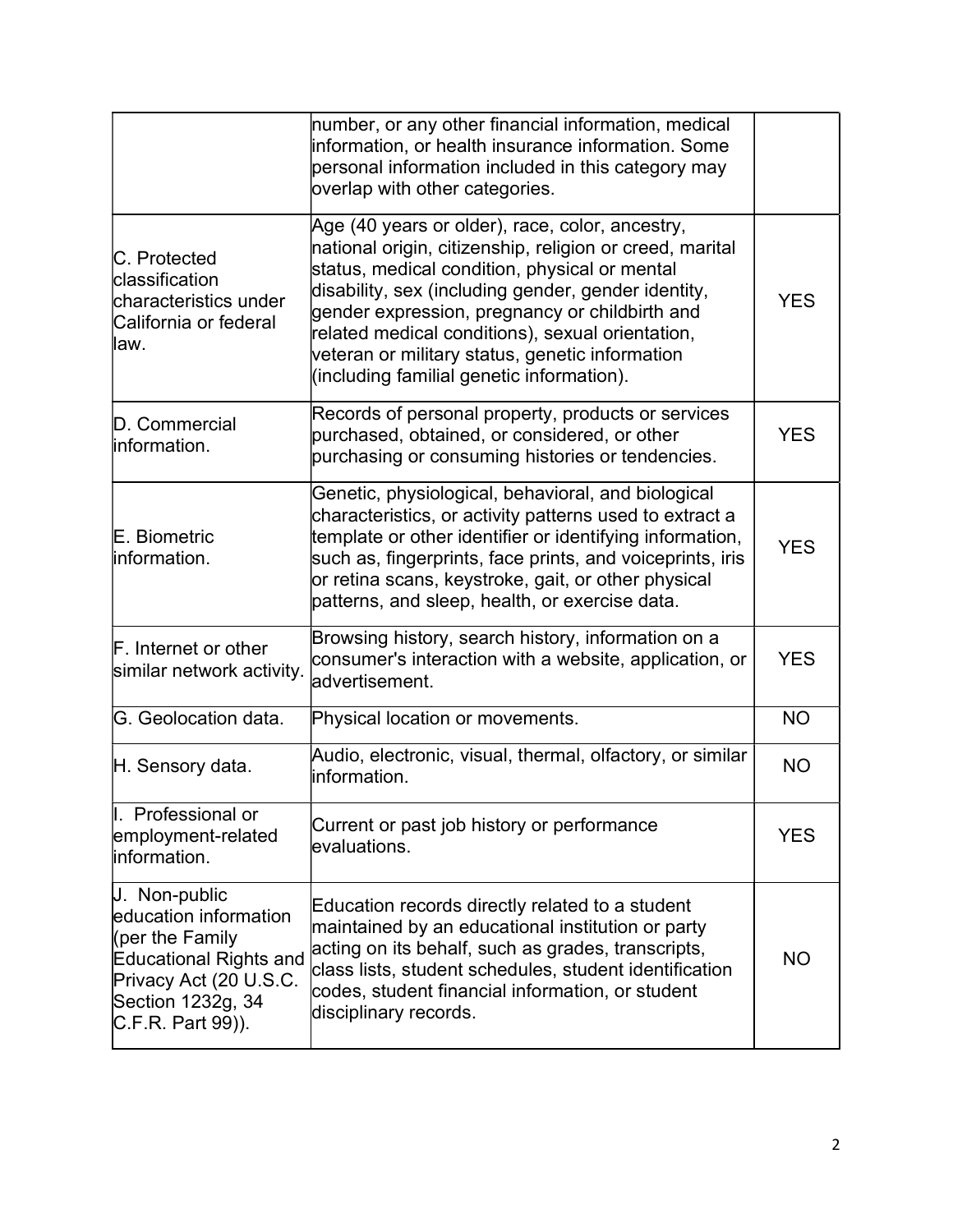| | | |
|---|---|---|
| | number, or any other financial information, medical information, or health insurance information. Some personal information included in this category may overlap with other categories. | |
| C. Protected classification characteristics under California or federal law. | Age (40 years or older), race, color, ancestry, national origin, citizenship, religion or creed, marital status, medical condition, physical or mental disability, sex (including gender, gender identity, gender expression, pregnancy or childbirth and related medical conditions), sexual orientation, veteran or military status, genetic information (including familial genetic information). | YES |
| D. Commercial information. | Records of personal property, products or services purchased, obtained, or considered, or other purchasing or consuming histories or tendencies. | YES |
| E. Biometric information. | Genetic, physiological, behavioral, and biological characteristics, or activity patterns used to extract a template or other identifier or identifying information, such as, fingerprints, face prints, and voiceprints, iris or retina scans, keystroke, gait, or other physical patterns, and sleep, health, or exercise data. | YES |
| F. Internet or other similar network activity. | Browsing history, search history, information on a consumer's interaction with a website, application, or advertisement. | YES |
| G. Geolocation data. | Physical location or movements. | NO |
| H. Sensory data. | Audio, electronic, visual, thermal, olfactory, or similar information. | NO |
| I. Professional or employment-related information. | Current or past job history or performance evaluations. | YES |
| J. Non-public education information (per the Family Educational Rights and Privacy Act (20 U.S.C. Section 1232g, 34 C.F.R. Part 99)). | Education records directly related to a student maintained by an educational institution or party acting on its behalf, such as grades, transcripts, class lists, student schedules, student identification codes, student financial information, or student disciplinary records. | NO |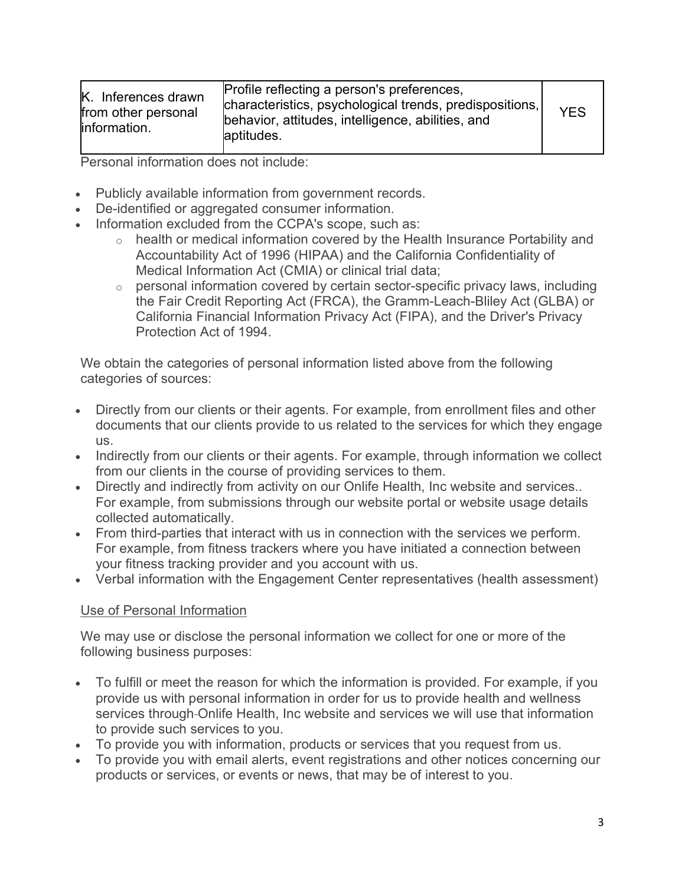| K. Inferences drawn from other personal information. | Profile reflecting a person's preferences, characteristics, psychological trends, predispositions, behavior, attitudes, intelligence, abilities, and aptitudes. | YES |
|---|---|---|

Personal information does not include:

- Publicly available information from government records.
- De-identified or aggregated consumer information.
- Information excluded from the CCPA's scope, such as:
  - health or medical information covered by the Health Insurance Portability and Accountability Act of 1996 (HIPAA) and the California Confidentiality of Medical Information Act (CMIA) or clinical trial data;
  - personal information covered by certain sector-specific privacy laws, including the Fair Credit Reporting Act (FRCA), the Gramm-Leach-Bliley Act (GLBA) or California Financial Information Privacy Act (FIPA), and the Driver's Privacy Protection Act of 1994.

We obtain the categories of personal information listed above from the following categories of sources:

- Directly from our clients or their agents. For example, from enrollment files and other documents that our clients provide to us related to the services for which they engage us.
- Indirectly from our clients or their agents. For example, through information we collect from our clients in the course of providing services to them.
- Directly and indirectly from activity on our Onlife Health, Inc website and services.. For example, from submissions through our website portal or website usage details collected automatically.
- From third-parties that interact with us in connection with the services we perform. For example, from fitness trackers where you have initiated a connection between your fitness tracking provider and you account with us.
- Verbal information with the Engagement Center representatives (health assessment)

Use of Personal Information

We may use or disclose the personal information we collect for one or more of the following business purposes:

- To fulfill or meet the reason for which the information is provided. For example, if you provide us with personal information in order for us to provide health and wellness services through-Onlife Health, Inc website and services we will use that information to provide such services to you.
- To provide you with information, products or services that you request from us.
- To provide you with email alerts, event registrations and other notices concerning our products or services, or events or news, that may be of interest to you.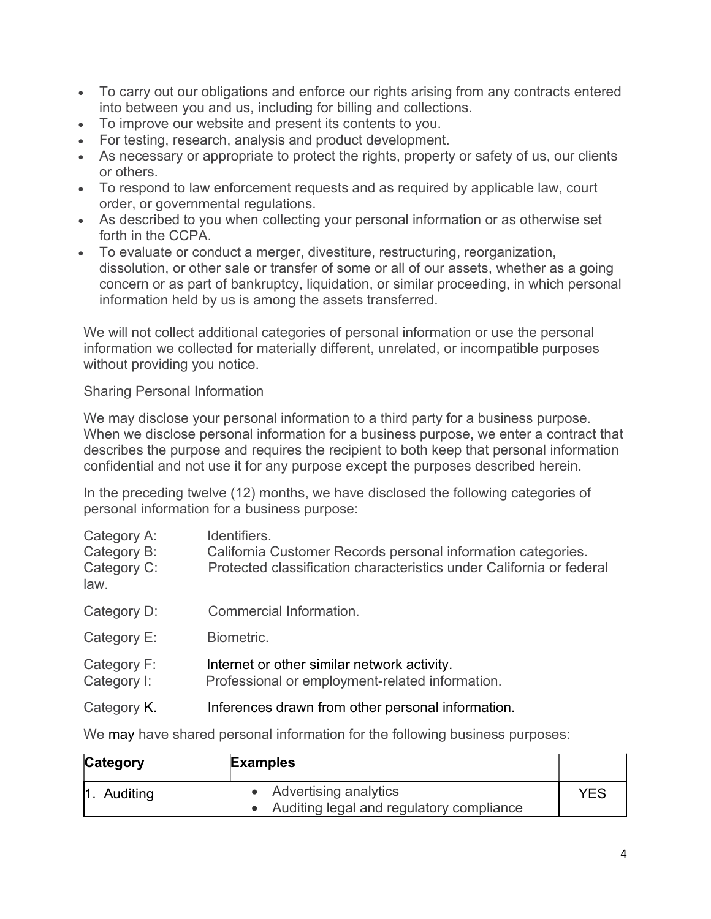- To carry out our obligations and enforce our rights arising from any contracts entered into between you and us, including for billing and collections.
- To improve our website and present its contents to you.
- For testing, research, analysis and product development.
- As necessary or appropriate to protect the rights, property or safety of us, our clients or others.
- To respond to law enforcement requests and as required by applicable law, court order, or governmental regulations.
- As described to you when collecting your personal information or as otherwise set forth in the CCPA.
- To evaluate or conduct a merger, divestiture, restructuring, reorganization, dissolution, or other sale or transfer of some or all of our assets, whether as a going concern or as part of bankruptcy, liquidation, or similar proceeding, in which personal information held by us is among the assets transferred.

We will not collect additional categories of personal information or use the personal information we collected for materially different, unrelated, or incompatible purposes without providing you notice.

Sharing Personal Information

We may disclose your personal information to a third party for a business purpose. When we disclose personal information for a business purpose, we enter a contract that describes the purpose and requires the recipient to both keep that personal information confidential and not use it for any purpose except the purposes described herein.

In the preceding twelve (12) months, we have disclosed the following categories of personal information for a business purpose:

Category A: Identifiers.
Category B: California Customer Records personal information categories.
Category C: Protected classification characteristics under California or federal law.

Category D: Commercial Information.

Category E: Biometric.

Category F: Internet or other similar network activity.
Category I: Professional or employment-related information.

Category K. Inferences drawn from other personal information.

We may have shared personal information for the following business purposes:

| Category | Examples | |
|---|---|---|
| 1. Auditing | • Advertising analytics<br>• Auditing legal and regulatory compliance | YES |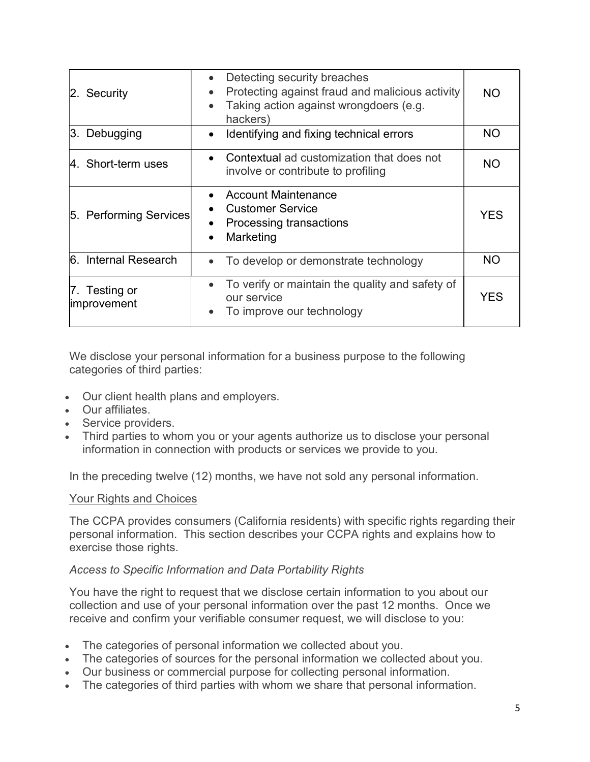| | | |
|---|---|---|
| 2. Security | • Detecting security breaches<br>• Protecting against fraud and malicious activity<br>• Taking action against wrongdoers (e.g. hackers) | NO |
| 3. Debugging | • Identifying and fixing technical errors | NO |
| 4. Short-term uses | • Contextual ad customization that does not involve or contribute to profiling | NO |
| 5. Performing Services | • Account Maintenance<br>• Customer Service<br>• Processing transactions<br>• Marketing | YES |
| 6. Internal Research | • To develop or demonstrate technology | NO |
| 7. Testing or improvement | • To verify or maintain the quality and safety of our service<br>• To improve our technology | YES |

We disclose your personal information for a business purpose to the following categories of third parties:

- Our client health plans and employers.
- Our affiliates.
- Service providers.
- Third parties to whom you or your agents authorize us to disclose your personal information in connection with products or services we provide to you.

In the preceding twelve (12) months, we have not sold any personal information.

## Your Rights and Choices

The CCPA provides consumers (California residents) with specific rights regarding their personal information. This section describes your CCPA rights and explains how to exercise those rights.

### *Access to Specific Information and Data Portability Rights*

You have the right to request that we disclose certain information to you about our collection and use of your personal information over the past 12 months. Once we receive and confirm your verifiable consumer request, we will disclose to you:

- The categories of personal information we collected about you.
- The categories of sources for the personal information we collected about you.
- Our business or commercial purpose for collecting personal information.
- The categories of third parties with whom we share that personal information.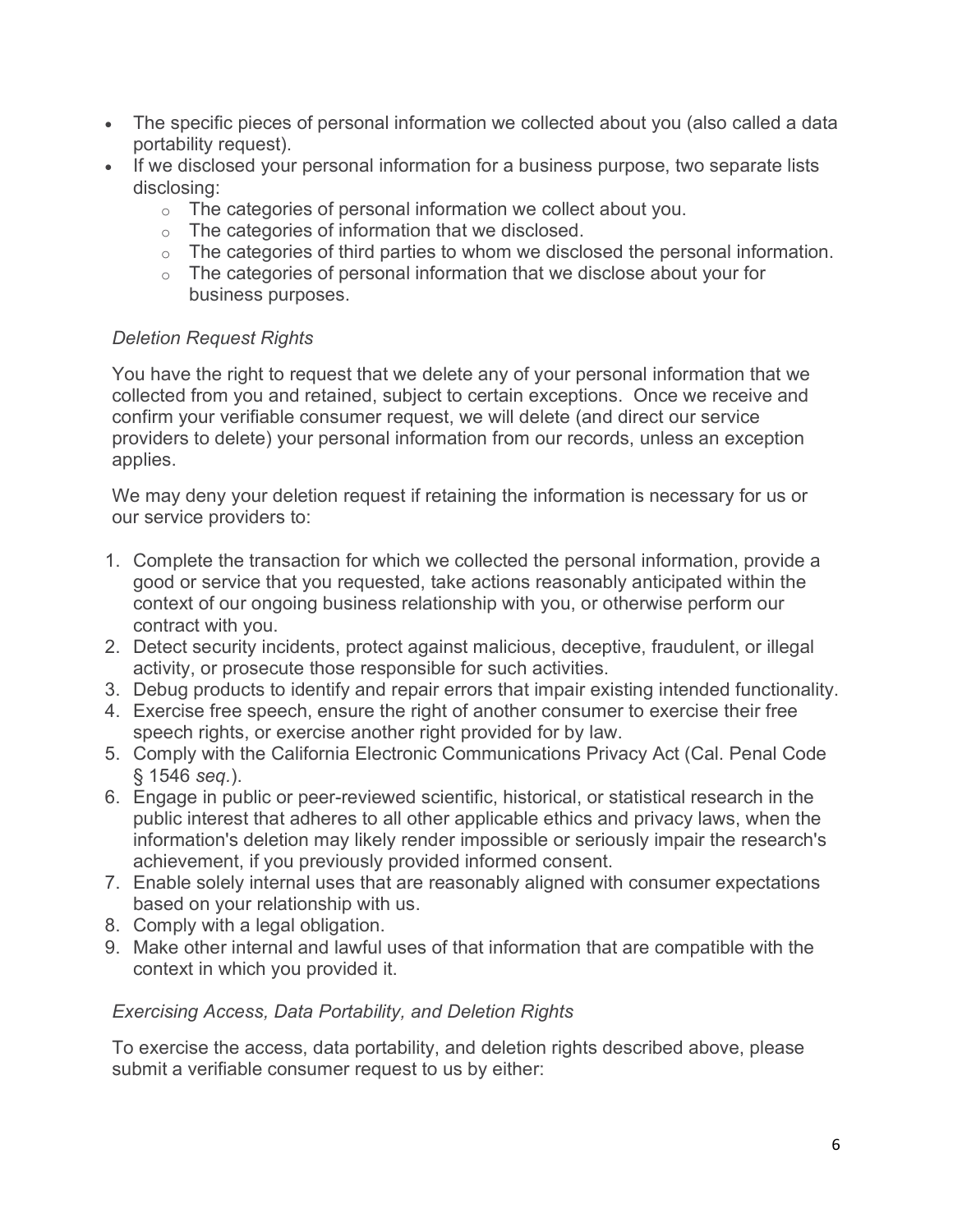- The specific pieces of personal information we collected about you (also called a data portability request).
- If we disclosed your personal information for a business purpose, two separate lists disclosing:
  - The categories of personal information we collect about you.
  - The categories of information that we disclosed.
  - The categories of third parties to whom we disclosed the personal information.
  - The categories of personal information that we disclose about your for business purposes.

*Deletion Request Rights*

You have the right to request that we delete any of your personal information that we collected from you and retained, subject to certain exceptions. Once we receive and confirm your verifiable consumer request, we will delete (and direct our service providers to delete) your personal information from our records, unless an exception applies.

We may deny your deletion request if retaining the information is necessary for us or our service providers to:

1. Complete the transaction for which we collected the personal information, provide a good or service that you requested, take actions reasonably anticipated within the context of our ongoing business relationship with you, or otherwise perform our contract with you.
2. Detect security incidents, protect against malicious, deceptive, fraudulent, or illegal activity, or prosecute those responsible for such activities.
3. Debug products to identify and repair errors that impair existing intended functionality.
4. Exercise free speech, ensure the right of another consumer to exercise their free speech rights, or exercise another right provided for by law.
5. Comply with the California Electronic Communications Privacy Act (Cal. Penal Code § 1546 *seq.*).
6. Engage in public or peer-reviewed scientific, historical, or statistical research in the public interest that adheres to all other applicable ethics and privacy laws, when the information's deletion may likely render impossible or seriously impair the research's achievement, if you previously provided informed consent.
7. Enable solely internal uses that are reasonably aligned with consumer expectations based on your relationship with us.
8. Comply with a legal obligation.
9. Make other internal and lawful uses of that information that are compatible with the context in which you provided it.

*Exercising Access, Data Portability, and Deletion Rights*

To exercise the access, data portability, and deletion rights described above, please submit a verifiable consumer request to us by either: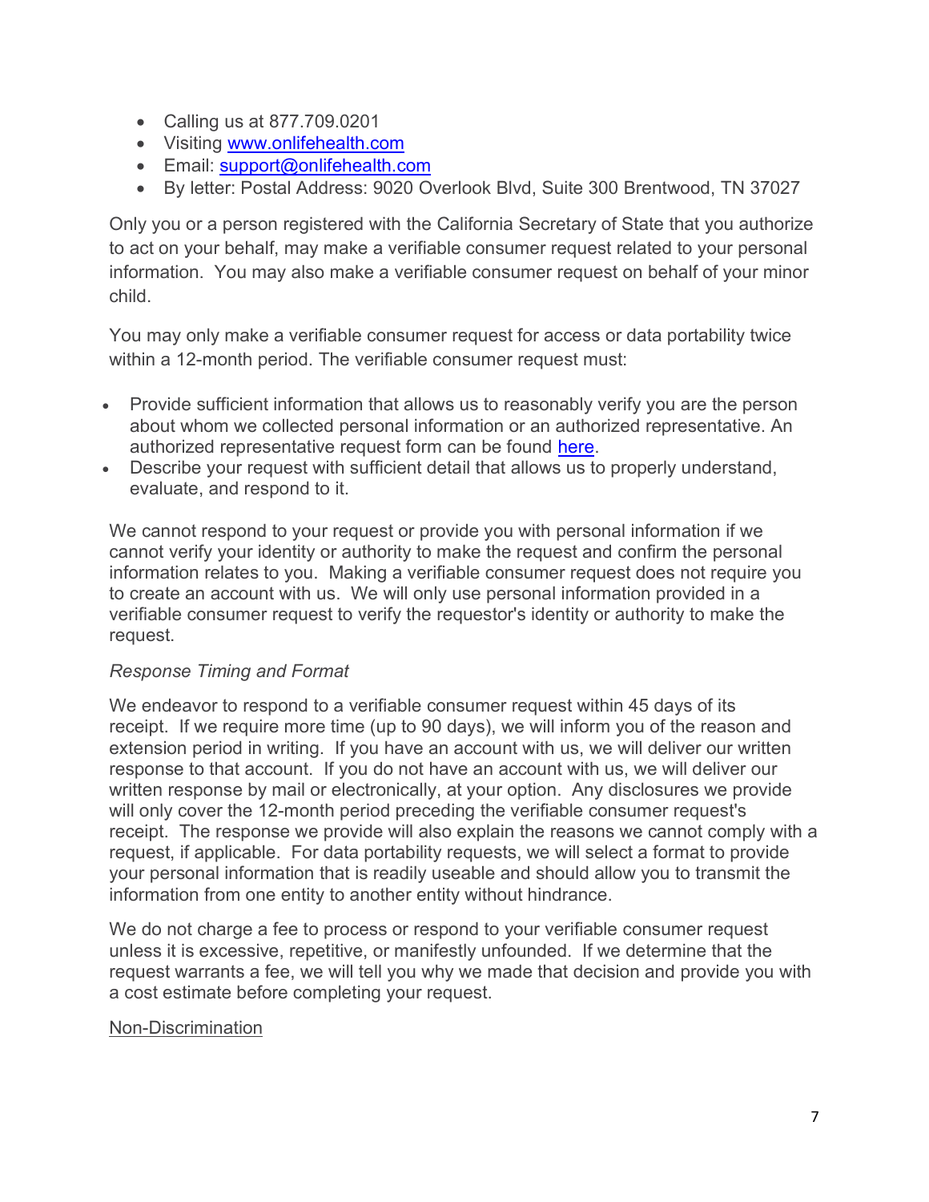- Calling us at 877.709.0201
- Visiting [www.onlifehealth.com](http://www.onlifehealth.com)
- Email: [support@onlifehealth.com](mailto:support@onlifehealth.com)
- By letter: Postal Address: 9020 Overlook Blvd, Suite 300 Brentwood, TN 37027

Only you or a person registered with the California Secretary of State that you authorize to act on your behalf, may make a verifiable consumer request related to your personal information. You may also make a verifiable consumer request on behalf of your minor child.

You may only make a verifiable consumer request for access or data portability twice within a 12-month period. The verifiable consumer request must:

- Provide sufficient information that allows us to reasonably verify you are the person about whom we collected personal information or an authorized representative. An authorized representative request form can be found here.
- Describe your request with sufficient detail that allows us to properly understand, evaluate, and respond to it.

We cannot respond to your request or provide you with personal information if we cannot verify your identity or authority to make the request and confirm the personal information relates to you. Making a verifiable consumer request does not require you to create an account with us. We will only use personal information provided in a verifiable consumer request to verify the requestor's identity or authority to make the request.

*Response Timing and Format*

We endeavor to respond to a verifiable consumer request within 45 days of its receipt. If we require more time (up to 90 days), we will inform you of the reason and extension period in writing. If you have an account with us, we will deliver our written response to that account. If you do not have an account with us, we will deliver our written response by mail or electronically, at your option. Any disclosures we provide will only cover the 12-month period preceding the verifiable consumer request's receipt. The response we provide will also explain the reasons we cannot comply with a request, if applicable. For data portability requests, we will select a format to provide your personal information that is readily useable and should allow you to transmit the information from one entity to another entity without hindrance.

We do not charge a fee to process or respond to your verifiable consumer request unless it is excessive, repetitive, or manifestly unfounded. If we determine that the request warrants a fee, we will tell you why we made that decision and provide you with a cost estimate before completing your request.

Non-Discrimination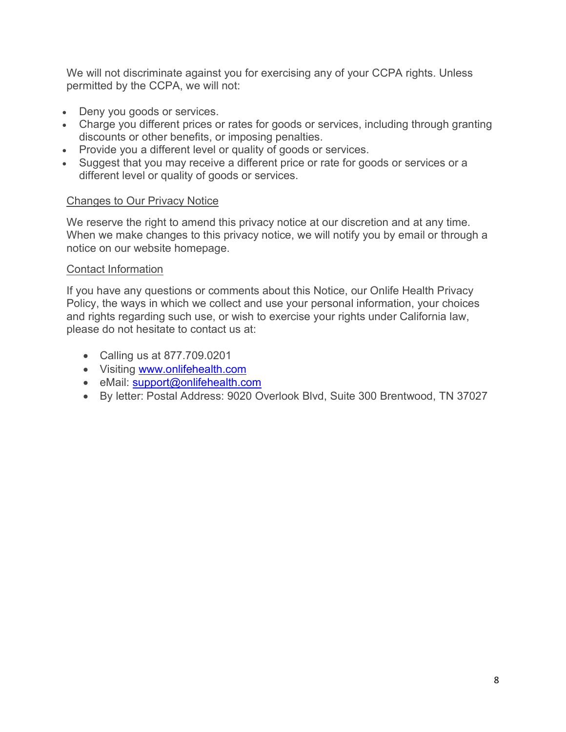We will not discriminate against you for exercising any of your CCPA rights. Unless permitted by the CCPA, we will not:

- Deny you goods or services.
- Charge you different prices or rates for goods or services, including through granting discounts or other benefits, or imposing penalties.
- Provide you a different level or quality of goods or services.
- Suggest that you may receive a different price or rate for goods or services or a different level or quality of goods or services.

## Changes to Our Privacy Notice

We reserve the right to amend this privacy notice at our discretion and at any time. When we make changes to this privacy notice, we will notify you by email or through a notice on our website homepage.

## Contact Information

If you have any questions or comments about this Notice, our Onlife Health Privacy Policy, the ways in which we collect and use your personal information, your choices and rights regarding such use, or wish to exercise your rights under California law, please do not hesitate to contact us at:

- Calling us at 877.709.0201
- Visiting [www.onlifehealth.com](http://www.onlifehealth.com)
- eMail: [support@onlifehealth.com](mailto:support@onlifehealth.com)
- By letter: Postal Address: 9020 Overlook Blvd, Suite 300 Brentwood, TN 37027